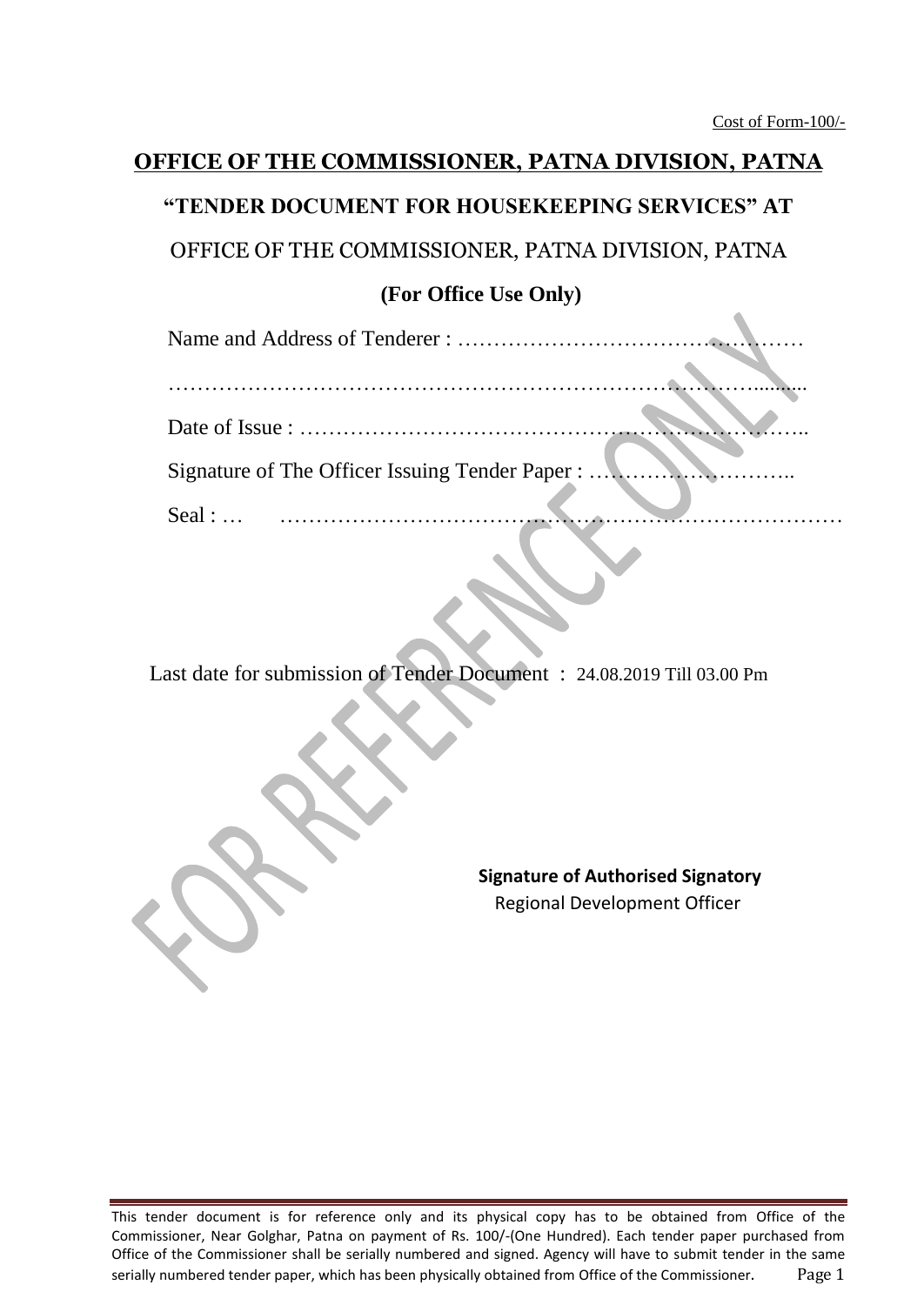Cost of Form-100/-

# OFFICE OF THE COMMISSIONER, PATNA DIVISION, PATNA

## "TENDER DOCUMENT FOR HOUSEKEEPING SERVICES" AT

## OFFICE OF THE COMMISSIONER, PATNA DIVISION, PATNA

### (For Office Use Only)

Name and Address of Tenderer : ………………………………………

…………………………………………………………………………..........

Date of Issue : ……………………………………………………………..

Signature of The Officer Issuing Tender Paper : ………………………..

Seal : … ……………………………………………………………………

Last date for submission of Tender Document : 24.08.2019 Till 03.00 Pm

**Signature of Authorised Signatory**
Regional Development Officer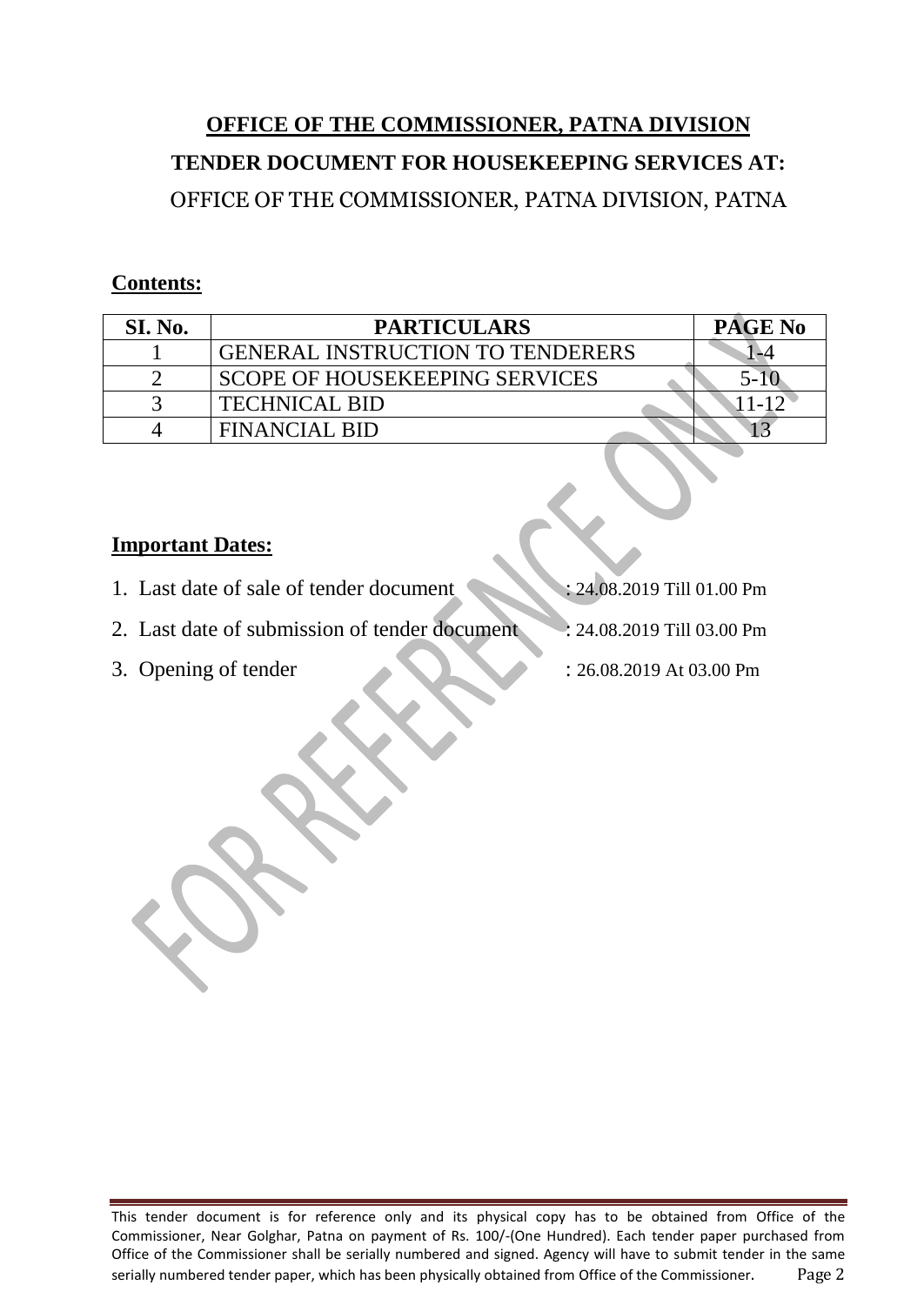# OFFICE OF THE COMMISSIONER, PATNA DIVISION

## TENDER DOCUMENT FOR HOUSEKEEPING SERVICES AT:

## OFFICE OF THE COMMISSIONER, PATNA DIVISION, PATNA

**Contents:**

| SI. No. | PARTICULARS | PAGE No |
|---|---|---|
| 1 | GENERAL INSTRUCTION TO TENDERERS | 1-4 |
| 2 | SCOPE OF HOUSEKEEPING SERVICES | 5-10 |
| 3 | TECHNICAL BID | 11-12 |
| 4 | FINANCIAL BID | 13 |

**Important Dates:**

1. Last date of sale of tender document : 24.08.2019 Till 01.00 Pm
2. Last date of submission of tender document : 24.08.2019 Till 03.00 Pm
3. Opening of tender : 26.08.2019 At 03.00 Pm

This tender document is for reference only and its physical copy has to be obtained from Office of the Commissioner, Near Golghar, Patna on payment of Rs. 100/-(One Hundred). Each tender paper purchased from Office of the Commissioner shall be serially numbered and signed. Agency will have to submit tender in the same serially numbered tender paper, which has been physically obtained from Office of the Commissioner.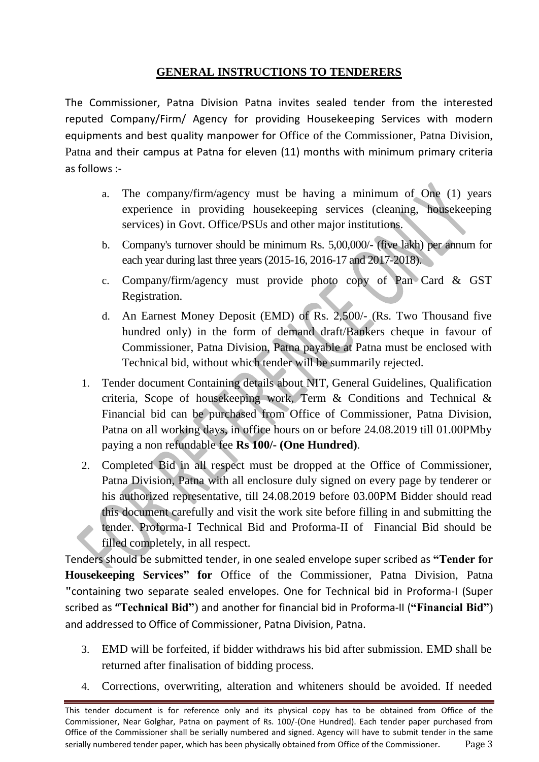## GENERAL INSTRUCTIONS TO TENDERERS

The Commissioner, Patna Division Patna invites sealed tender from the interested reputed Company/Firm/ Agency for providing Housekeeping Services with modern equipments and best quality manpower for Office of the Commissioner, Patna Division, Patna and their campus at Patna for eleven (11) months with minimum primary criteria as follows :-

a. The company/firm/agency must be having a minimum of One (1) years experience in providing housekeeping services (cleaning, housekeeping services) in Govt. Office/PSUs and other major institutions.

b. Company's turnover should be minimum Rs. 5,00,000/- (five lakh) per annum for each year during last three years (2015-16, 2016-17 and 2017-2018).

c. Company/firm/agency must provide photo copy of Pan Card & GST Registration.

d. An Earnest Money Deposit (EMD) of Rs. 2,500/- (Rs. Two Thousand five hundred only) in the form of demand draft/Bankers cheque in favour of Commissioner, Patna Division, Patna payable at Patna must be enclosed with Technical bid, without which tender will be summarily rejected.

1. Tender document Containing details about NIT, General Guidelines, Qualification criteria, Scope of housekeeping work, Term & Conditions and Technical & Financial bid can be purchased from Office of Commissioner, Patna Division, Patna on all working days, in office hours on or before 24.08.2019 till 01.00PMby paying a non refundable fee **Rs 100/- (One Hundred)**.

2. Completed Bid in all respect must be dropped at the Office of Commissioner, Patna Division, Patna with all enclosure duly signed on every page by tenderer or his authorized representative, till 24.08.2019 before 03.00PM Bidder should read this document carefully and visit the work site before filling in and submitting the tender. Proforma-I Technical Bid and Proforma-II of Financial Bid should be filled completely, in all respect.

Tenders should be submitted tender, in one sealed envelope super scribed as **"Tender for Housekeeping Services" for** Office of the Commissioner, Patna Division, Patna "containing two separate sealed envelopes. One for Technical bid in Proforma-I (Super scribed as **"Technical Bid"**) and another for financial bid in Proforma-II (**"Financial Bid"**) and addressed to Office of Commissioner, Patna Division, Patna.

3. EMD will be forfeited, if bidder withdraws his bid after submission. EMD shall be returned after finalisation of bidding process.

4. Corrections, overwriting, alteration and whiteners should be avoided. If needed

This tender document is for reference only and its physical copy has to be obtained from Office of the Commissioner, Near Golghar, Patna on payment of Rs. 100/-(One Hundred). Each tender paper purchased from Office of the Commissioner shall be serially numbered and signed. Agency will have to submit tender in the same serially numbered tender paper, which has been physically obtained from Office of the Commissioner.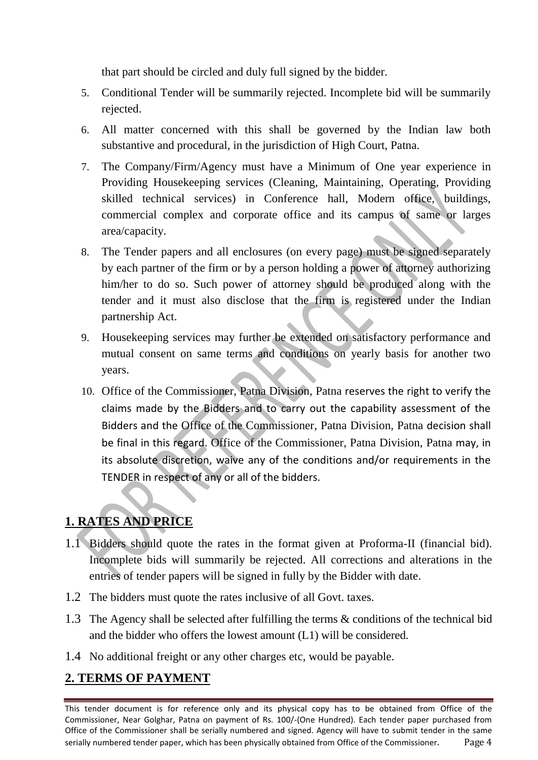that part should be circled and duly full signed by the bidder.

5. Conditional Tender will be summarily rejected. Incomplete bid will be summarily rejected.
6. All matter concerned with this shall be governed by the Indian law both substantive and procedural, in the jurisdiction of High Court, Patna.
7. The Company/Firm/Agency must have a Minimum of One year experience in Providing Housekeeping services (Cleaning, Maintaining, Operating, Providing skilled technical services) in Conference hall, Modern office, buildings, commercial complex and corporate office and its campus of same or larges area/capacity.
8. The Tender papers and all enclosures (on every page) must be signed separately by each partner of the firm or by a person holding a power of attorney authorizing him/her to do so. Such power of attorney should be produced along with the tender and it must also disclose that the firm is registered under the Indian partnership Act.
9. Housekeeping services may further be extended on satisfactory performance and mutual consent on same terms and conditions on yearly basis for another two years.
10. Office of the Commissioner, Patna Division, Patna reserves the right to verify the claims made by the Bidders and to carry out the capability assessment of the Bidders and the Office of the Commissioner, Patna Division, Patna decision shall be final in this regard. Office of the Commissioner, Patna Division, Patna may, in its absolute discretion, waive any of the conditions and/or requirements in the TENDER in respect of any or all of the bidders.

## 1. RATES AND PRICE

1.1 Bidders should quote the rates in the format given at Proforma-II (financial bid). Incomplete bids will summarily be rejected. All corrections and alterations in the entries of tender papers will be signed in fully by the Bidder with date.

1.2 The bidders must quote the rates inclusive of all Govt. taxes.

1.3 The Agency shall be selected after fulfilling the terms & conditions of the technical bid and the bidder who offers the lowest amount (L1) will be considered.

1.4 No additional freight or any other charges etc, would be payable.

## 2. TERMS OF PAYMENT

This tender document is for reference only and its physical copy has to be obtained from Office of the Commissioner, Near Golghar, Patna on payment of Rs. 100/-(One Hundred). Each tender paper purchased from Office of the Commissioner shall be serially numbered and signed. Agency will have to submit tender in the same serially numbered tender paper, which has been physically obtained from Office of the Commissioner.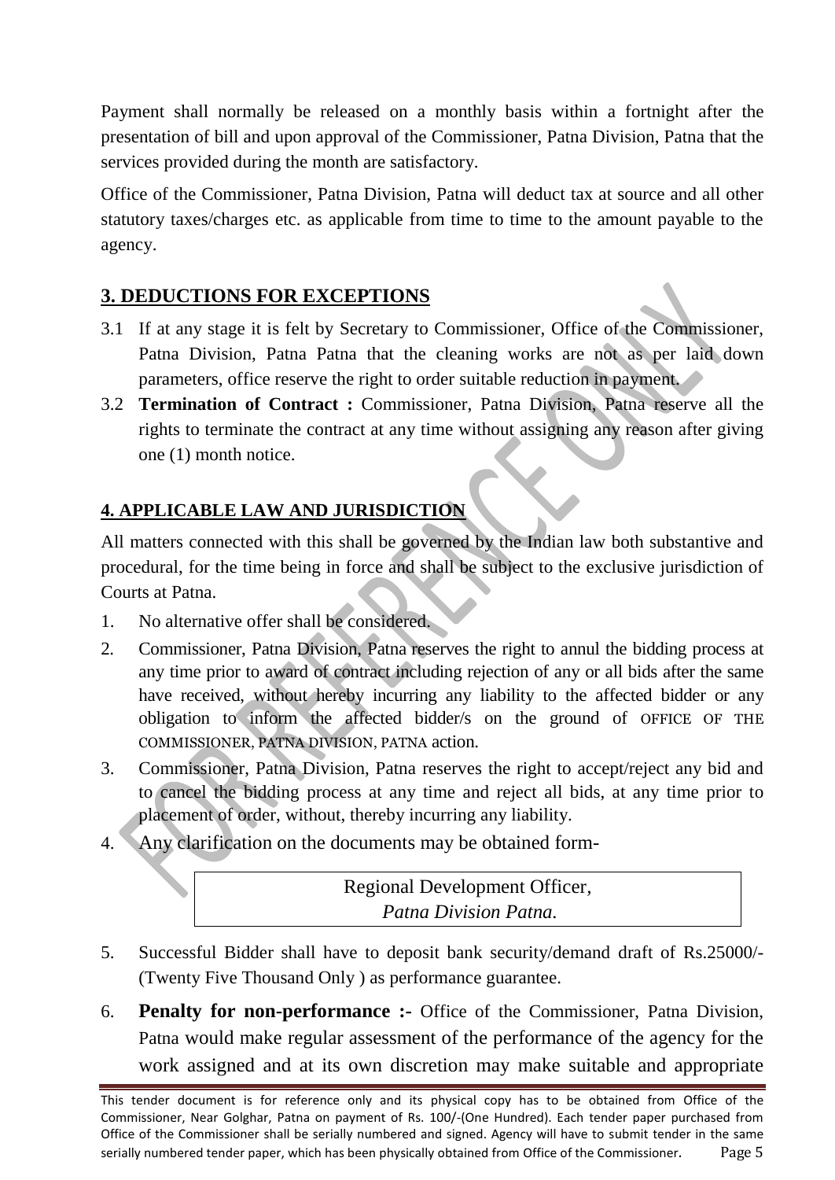Payment shall normally be released on a monthly basis within a fortnight after the presentation of bill and upon approval of the Commissioner, Patna Division, Patna that the services provided during the month are satisfactory.

Office of the Commissioner, Patna Division, Patna will deduct tax at source and all other statutory taxes/charges etc. as applicable from time to time to the amount payable to the agency.

## 3. DEDUCTIONS FOR EXCEPTIONS

3.1 If at any stage it is felt by Secretary to Commissioner, Office of the Commissioner, Patna Division, Patna Patna that the cleaning works are not as per laid down parameters, office reserve the right to order suitable reduction in payment.

3.2 **Termination of Contract :** Commissioner, Patna Division, Patna reserve all the rights to terminate the contract at any time without assigning any reason after giving one (1) month notice.

## 4. APPLICABLE LAW AND JURISDICTION

All matters connected with this shall be governed by the Indian law both substantive and procedural, for the time being in force and shall be subject to the exclusive jurisdiction of Courts at Patna.

1. No alternative offer shall be considered.
2. Commissioner, Patna Division, Patna reserves the right to annul the bidding process at any time prior to award of contract including rejection of any or all bids after the same have received, without hereby incurring any liability to the affected bidder or any obligation to inform the affected bidder/s on the ground of OFFICE OF THE COMMISSIONER, PATNA DIVISION, PATNA action.
3. Commissioner, Patna Division, Patna reserves the right to accept/reject any bid and to cancel the bidding process at any time and reject all bids, at any time prior to placement of order, without, thereby incurring any liability.
4. Any clarification on the documents may be obtained form-

   Regional Development Officer,
   *Patna Division Patna.*

5. Successful Bidder shall have to deposit bank security/demand draft of Rs.25000/- (Twenty Five Thousand Only ) as performance guarantee.
6. **Penalty for non-performance :-** Office of the Commissioner, Patna Division, Patna would make regular assessment of the performance of the agency for the work assigned and at its own discretion may make suitable and appropriate

This tender document is for reference only and its physical copy has to be obtained from Office of the Commissioner, Near Golghar, Patna on payment of Rs. 100/-(One Hundred). Each tender paper purchased from Office of the Commissioner shall be serially numbered and signed. Agency will have to submit tender in the same serially numbered tender paper, which has been physically obtained from Office of the Commissioner.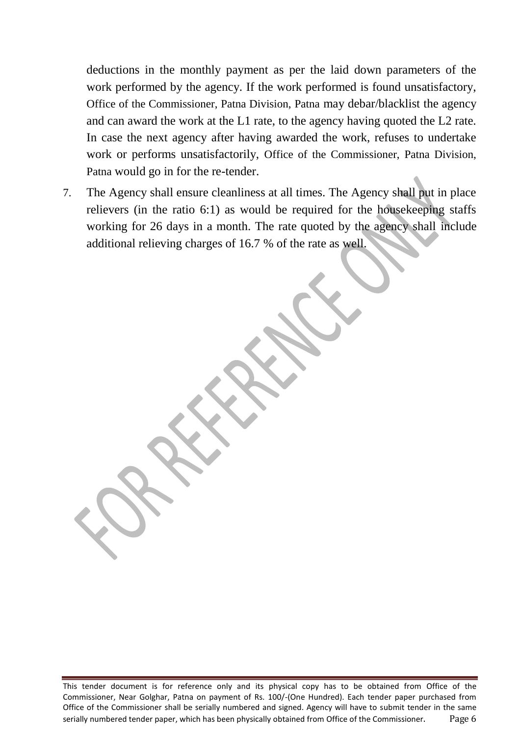deductions in the monthly payment as per the laid down parameters of the work performed by the agency. If the work performed is found unsatisfactory, Office of the Commissioner, Patna Division, Patna may debar/blacklist the agency and can award the work at the L1 rate, to the agency having quoted the L2 rate. In case the next agency after having awarded the work, refuses to undertake work or performs unsatisfactorily, Office of the Commissioner, Patna Division, Patna would go in for the re-tender.

7. The Agency shall ensure cleanliness at all times. The Agency shall put in place relievers (in the ratio 6:1) as would be required for the housekeeping staffs working for 26 days in a month. The rate quoted by the agency shall include additional relieving charges of 16.7 % of the rate as well.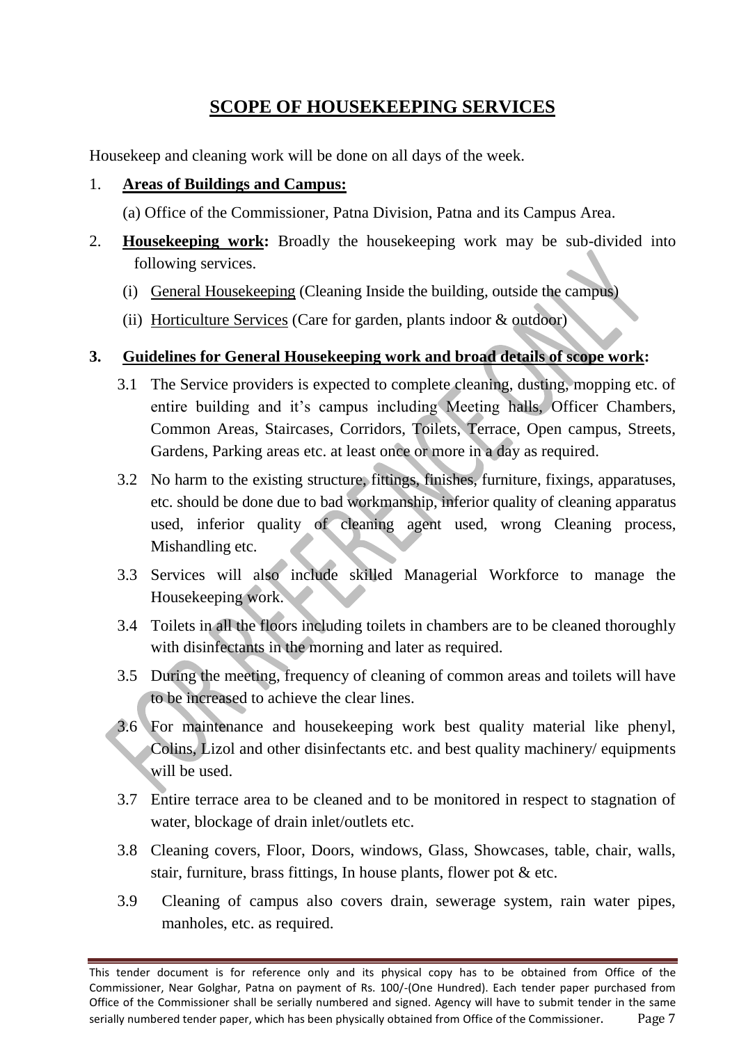# SCOPE OF HOUSEKEEPING SERVICES

Housekeep and cleaning work will be done on all days of the week.

1. **Areas of Buildings and Campus:**

   (a) Office of the Commissioner, Patna Division, Patna and its Campus Area.

2. **Housekeeping work:** Broadly the housekeeping work may be sub-divided into following services.

   (i) General Housekeeping (Cleaning Inside the building, outside the campus)

   (ii) Horticulture Services (Care for garden, plants indoor & outdoor)

3. **Guidelines for General Housekeeping work and broad details of scope work:**

   3.1 The Service providers is expected to complete cleaning, dusting, mopping etc. of entire building and it's campus including Meeting halls, Officer Chambers, Common Areas, Staircases, Corridors, Toilets, Terrace, Open campus, Streets, Gardens, Parking areas etc. at least once or more in a day as required.

   3.2 No harm to the existing structure, fittings, finishes, furniture, fixings, apparatuses, etc. should be done due to bad workmanship, inferior quality of cleaning apparatus used, inferior quality of cleaning agent used, wrong Cleaning process, Mishandling etc.

   3.3 Services will also include skilled Managerial Workforce to manage the Housekeeping work.

   3.4 Toilets in all the floors including toilets in chambers are to be cleaned thoroughly with disinfectants in the morning and later as required.

   3.5 During the meeting, frequency of cleaning of common areas and toilets will have to be increased to achieve the clear lines.

   3.6 For maintenance and housekeeping work best quality material like phenyl, Colins, Lizol and other disinfectants etc. and best quality machinery/ equipments will be used.

   3.7 Entire terrace area to be cleaned and to be monitored in respect to stagnation of water, blockage of drain inlet/outlets etc.

   3.8 Cleaning covers, Floor, Doors, windows, Glass, Showcases, table, chair, walls, stair, furniture, brass fittings, In house plants, flower pot & etc.

   3.9 Cleaning of campus also covers drain, sewerage system, rain water pipes, manholes, etc. as required.

This tender document is for reference only and its physical copy has to be obtained from Office of the Commissioner, Near Golghar, Patna on payment of Rs. 100/-(One Hundred). Each tender paper purchased from Office of the Commissioner shall be serially numbered and signed. Agency will have to submit tender in the same serially numbered tender paper, which has been physically obtained from Office of the Commissioner.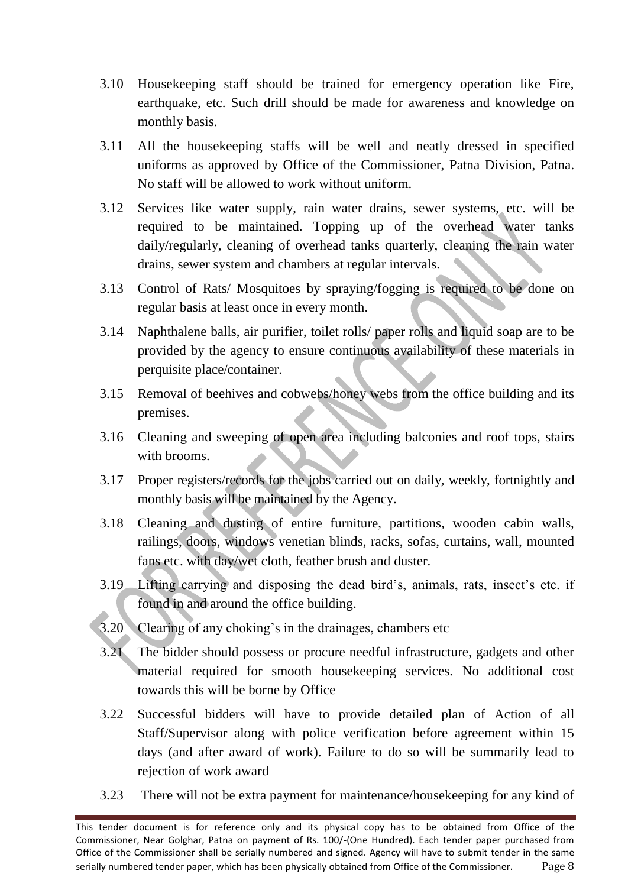3.10 Housekeeping staff should be trained for emergency operation like Fire, earthquake, etc. Such drill should be made for awareness and knowledge on monthly basis.

3.11 All the housekeeping staffs will be well and neatly dressed in specified uniforms as approved by Office of the Commissioner, Patna Division, Patna. No staff will be allowed to work without uniform.

3.12 Services like water supply, rain water drains, sewer systems, etc. will be required to be maintained. Topping up of the overhead water tanks daily/regularly, cleaning of overhead tanks quarterly, cleaning the rain water drains, sewer system and chambers at regular intervals.

3.13 Control of Rats/ Mosquitoes by spraying/fogging is required to be done on regular basis at least once in every month.

3.14 Naphthalene balls, air purifier, toilet rolls/ paper rolls and liquid soap are to be provided by the agency to ensure continuous availability of these materials in perquisite place/container.

3.15 Removal of beehives and cobwebs/honey webs from the office building and its premises.

3.16 Cleaning and sweeping of open area including balconies and roof tops, stairs with brooms.

3.17 Proper registers/records for the jobs carried out on daily, weekly, fortnightly and monthly basis will be maintained by the Agency.

3.18 Cleaning and dusting of entire furniture, partitions, wooden cabin walls, railings, doors, windows venetian blinds, racks, sofas, curtains, wall, mounted fans etc. with day/wet cloth, feather brush and duster.

3.19 Lifting carrying and disposing the dead bird's, animals, rats, insect's etc. if found in and around the office building.

3.20 Clearing of any choking's in the drainages, chambers etc

3.21 The bidder should possess or procure needful infrastructure, gadgets and other material required for smooth housekeeping services. No additional cost towards this will be borne by Office

3.22 Successful bidders will have to provide detailed plan of Action of all Staff/Supervisor along with police verification before agreement within 15 days (and after award of work). Failure to do so will be summarily lead to rejection of work award

3.23 There will not be extra payment for maintenance/housekeeping for any kind of

This tender document is for reference only and its physical copy has to be obtained from Office of the Commissioner, Near Golghar, Patna on payment of Rs. 100/-(One Hundred). Each tender paper purchased from Office of the Commissioner shall be serially numbered and signed. Agency will have to submit tender in the same serially numbered tender paper, which has been physically obtained from Office of the Commissioner.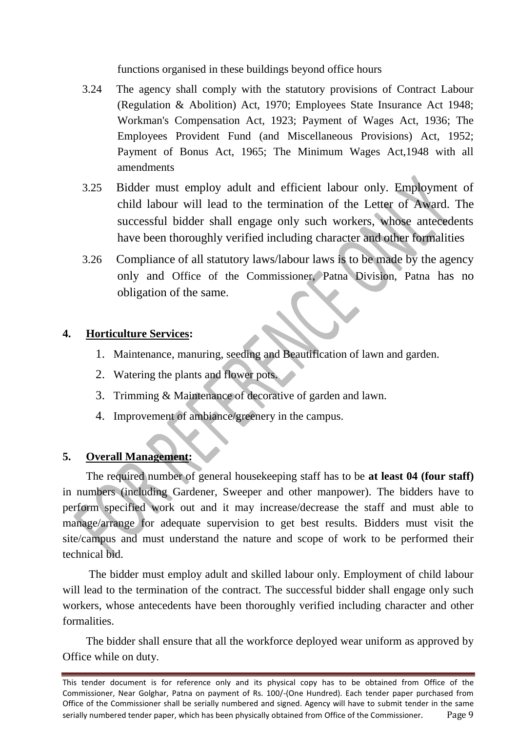functions organised in these buildings beyond office hours

3.24 The agency shall comply with the statutory provisions of Contract Labour (Regulation & Abolition) Act, 1970; Employees State Insurance Act 1948; Workman's Compensation Act, 1923; Payment of Wages Act, 1936; The Employees Provident Fund (and Miscellaneous Provisions) Act, 1952; Payment of Bonus Act, 1965; The Minimum Wages Act,1948 with all amendments

3.25 Bidder must employ adult and efficient labour only. Employment of child labour will lead to the termination of the Letter of Award. The successful bidder shall engage only such workers, whose antecedents have been thoroughly verified including character and other formalities

3.26 Compliance of all statutory laws/labour laws is to be made by the agency only and Office of the Commissioner, Patna Division, Patna has no obligation of the same.

**4. Horticulture Services:**

1. Maintenance, manuring, seeding and Beautification of lawn and garden.
2. Watering the plants and flower pots.
3. Trimming & Maintenance of decorative of garden and lawn.
4. Improvement of ambiance/greenery in the campus.

**5. Overall Management:**

The required number of general housekeeping staff has to be **at least 04 (four staff)** in numbers (including Gardener, Sweeper and other manpower). The bidders have to perform specified work out and it may increase/decrease the staff and must able to manage/arrange for adequate supervision to get best results. Bidders must visit the site/campus and must understand the nature and scope of work to be performed their technical bid.

The bidder must employ adult and skilled labour only. Employment of child labour will lead to the termination of the contract. The successful bidder shall engage only such workers, whose antecedents have been thoroughly verified including character and other formalities.

The bidder shall ensure that all the workforce deployed wear uniform as approved by Office while on duty.

This tender document is for reference only and its physical copy has to be obtained from Office of the Commissioner, Near Golghar, Patna on payment of Rs. 100/-(One Hundred). Each tender paper purchased from Office of the Commissioner shall be serially numbered and signed. Agency will have to submit tender in the same serially numbered tender paper, which has been physically obtained from Office of the Commissioner.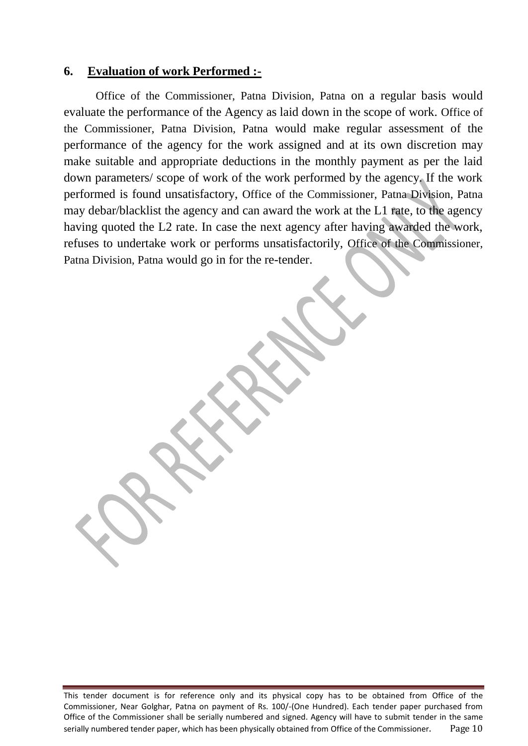## 6. **Evaluation of work Performed :-**

Office of the Commissioner, Patna Division, Patna on a regular basis would evaluate the performance of the Agency as laid down in the scope of work. Office of the Commissioner, Patna Division, Patna would make regular assessment of the performance of the agency for the work assigned and at its own discretion may make suitable and appropriate deductions in the monthly payment as per the laid down parameters/ scope of work of the work performed by the agency. If the work performed is found unsatisfactory, Office of the Commissioner, Patna Division, Patna may debar/blacklist the agency and can award the work at the L1 rate, to the agency having quoted the L2 rate. In case the next agency after having awarded the work, refuses to undertake work or performs unsatisfactorily, Office of the Commissioner, Patna Division, Patna would go in for the re-tender.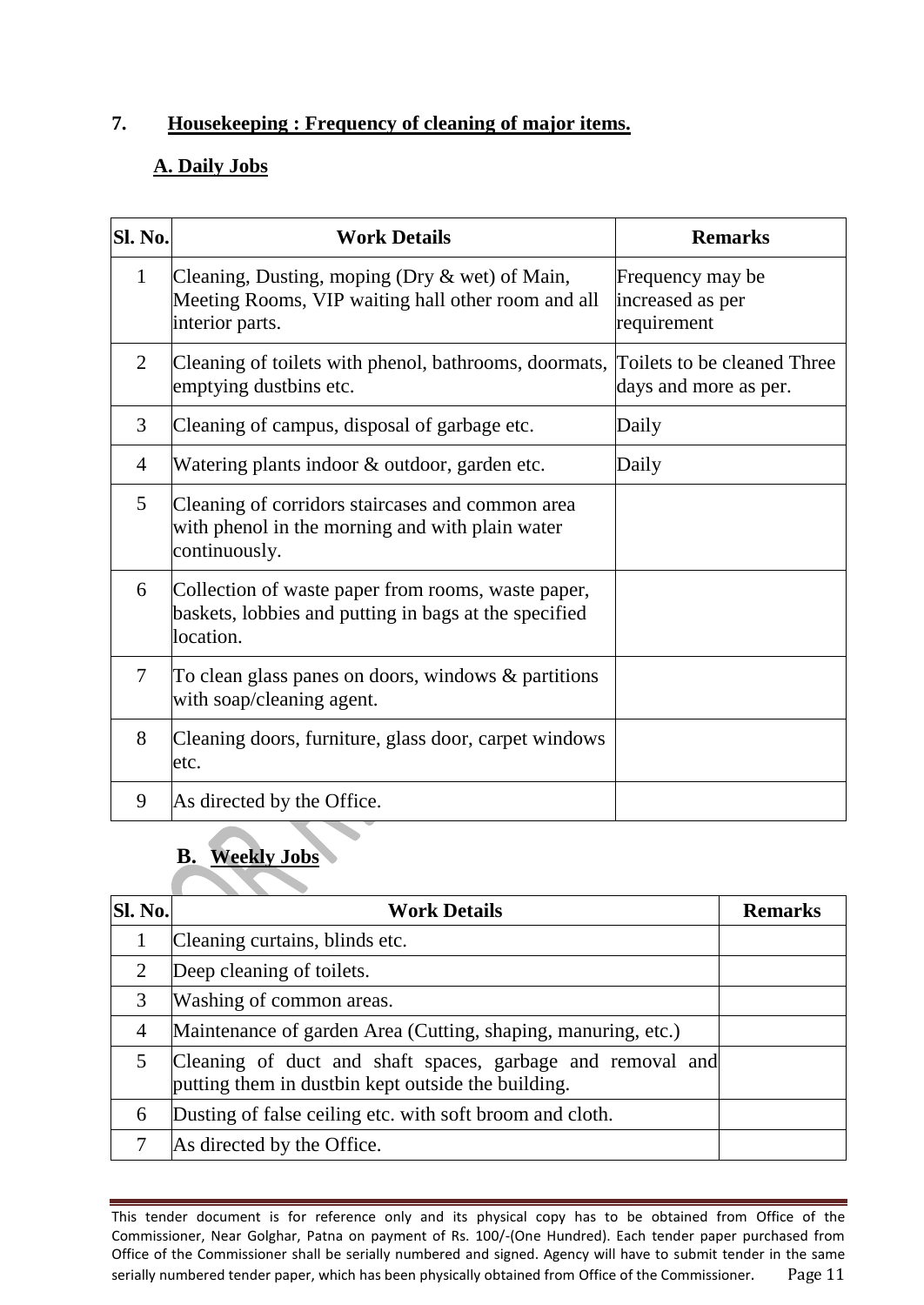## 7. Housekeeping : Frequency of cleaning of major items.

### A. Daily Jobs

| Sl. No. | Work Details | Remarks |
|---|---|---|
| 1 | Cleaning, Dusting, moping (Dry & wet) of Main, Meeting Rooms, VIP waiting hall other room and all interior parts. | Frequency may be increased as per requirement |
| 2 | Cleaning of toilets with phenol, bathrooms, doormats, emptying dustbins etc. | Toilets to be cleaned Three days and more as per. |
| 3 | Cleaning of campus, disposal of garbage etc. | Daily |
| 4 | Watering plants indoor & outdoor, garden etc. | Daily |
| 5 | Cleaning of corridors staircases and common area with phenol in the morning and with plain water continuously. | |
| 6 | Collection of waste paper from rooms, waste paper, baskets, lobbies and putting in bags at the specified location. | |
| 7 | To clean glass panes on doors, windows & partitions with soap/cleaning agent. | |
| 8 | Cleaning doors, furniture, glass door, carpet windows etc. | |
| 9 | As directed by the Office. | |

### B. Weekly Jobs

| Sl. No. | Work Details | Remarks |
|---|---|---|
| 1 | Cleaning curtains, blinds etc. | |
| 2 | Deep cleaning of toilets. | |
| 3 | Washing of common areas. | |
| 4 | Maintenance of garden Area (Cutting, shaping, manuring, etc.) | |
| 5 | Cleaning of duct and shaft spaces, garbage and removal and putting them in dustbin kept outside the building. | |
| 6 | Dusting of false ceiling etc. with soft broom and cloth. | |
| 7 | As directed by the Office. | |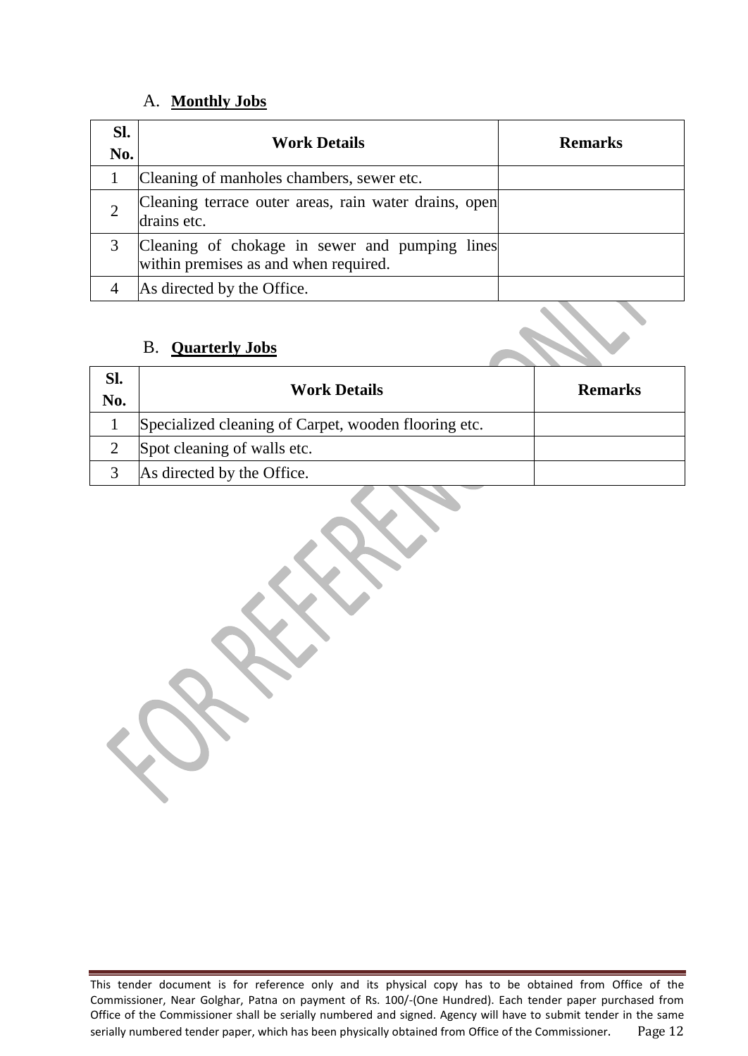## A. **Monthly Jobs**

| Sl. No. | Work Details | Remarks |
|---|---|---|
| 1 | Cleaning of manholes chambers, sewer etc. | |
| 2 | Cleaning terrace outer areas, rain water drains, open drains etc. | |
| 3 | Cleaning of chokage in sewer and pumping lines within premises as and when required. | |
| 4 | As directed by the Office. | |

## B. **Quarterly Jobs**

| Sl. No. | Work Details | Remarks |
|---|---|---|
| 1 | Specialized cleaning of Carpet, wooden flooring etc. | |
| 2 | Spot cleaning of walls etc. | |
| 3 | As directed by the Office. | |

This tender document is for reference only and its physical copy has to be obtained from Office of the Commissioner, Near Golghar, Patna on payment of Rs. 100/-(One Hundred). Each tender paper purchased from Office of the Commissioner shall be serially numbered and signed. Agency will have to submit tender in the same serially numbered tender paper, which has been physically obtained from Office of the Commissioner.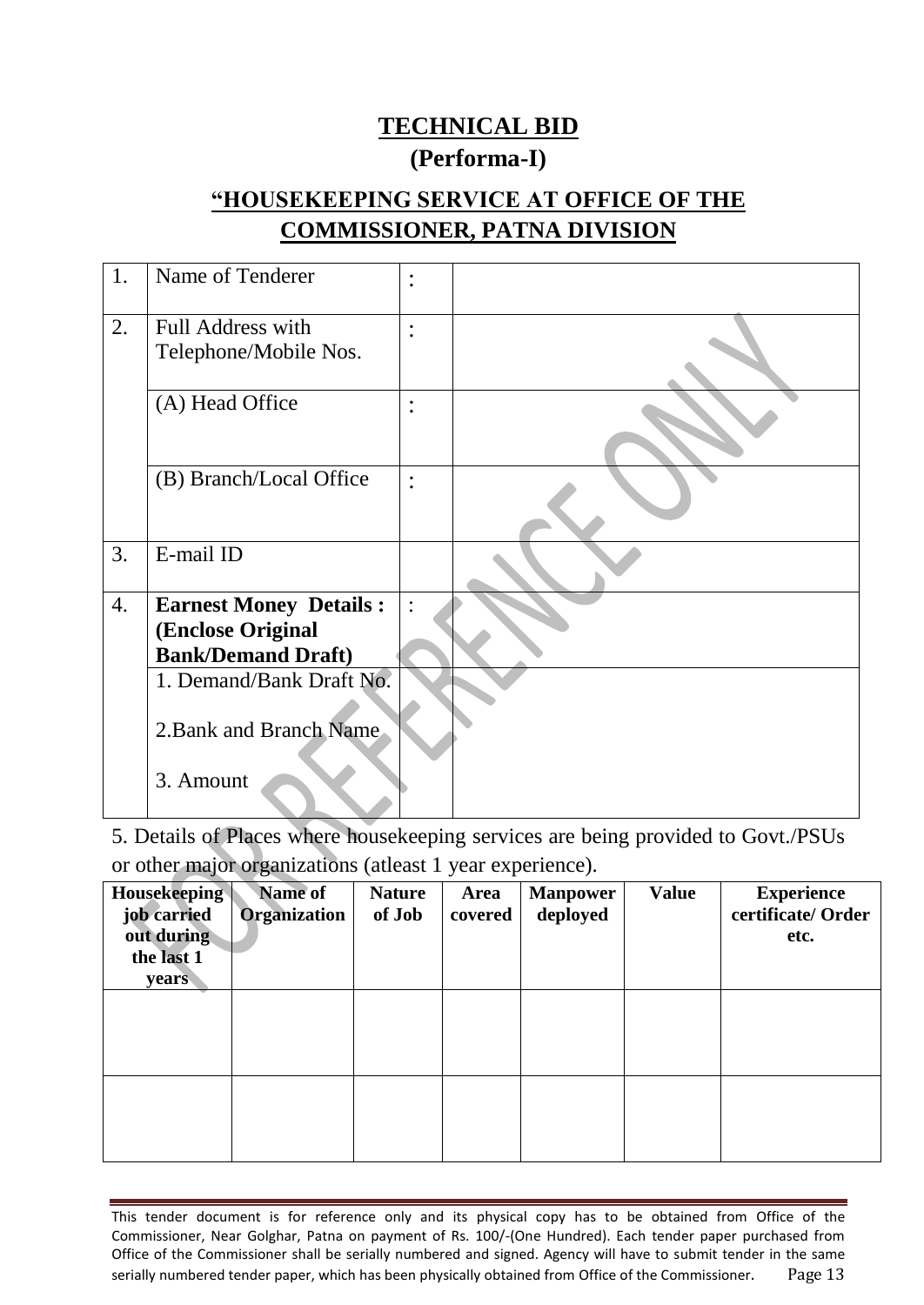# TECHNICAL BID

## (Performa-I)

## "HOUSEKEEPING SERVICE AT OFFICE OF THE COMMISSIONER, PATNA DIVISION

| | | | |
|---|---|---|---|
| 1. | Name of Tenderer | : | |
| 2. | Full Address with Telephone/Mobile Nos. | : | |
| | (A) Head Office | : | |
| | (B) Branch/Local Office | : | |
| 3. | E-mail ID | | |
| 4. | **Earnest Money Details : (Enclose Original Bank/Demand Draft)** | : | |
| | 1. Demand/Bank Draft No.<br><br>2.Bank and Branch Name<br><br>3. Amount | | |

5. Details of Places where housekeeping services are being provided to Govt./PSUs or other major organizations (atleast 1 year experience).

| Housekeeping job carried out during the last 1 years | Name of Organization | Nature of Job | Area covered | Manpower deployed | Value | Experience certificate/ Order etc. |
|---|---|---|---|---|---|---|
| | | | | | | |
| | | | | | | |

This tender document is for reference only and its physical copy has to be obtained from Office of the Commissioner, Near Golghar, Patna on payment of Rs. 100/-(One Hundred). Each tender paper purchased from Office of the Commissioner shall be serially numbered and signed. Agency will have to submit tender in the same serially numbered tender paper, which has been physically obtained from Office of the Commissioner.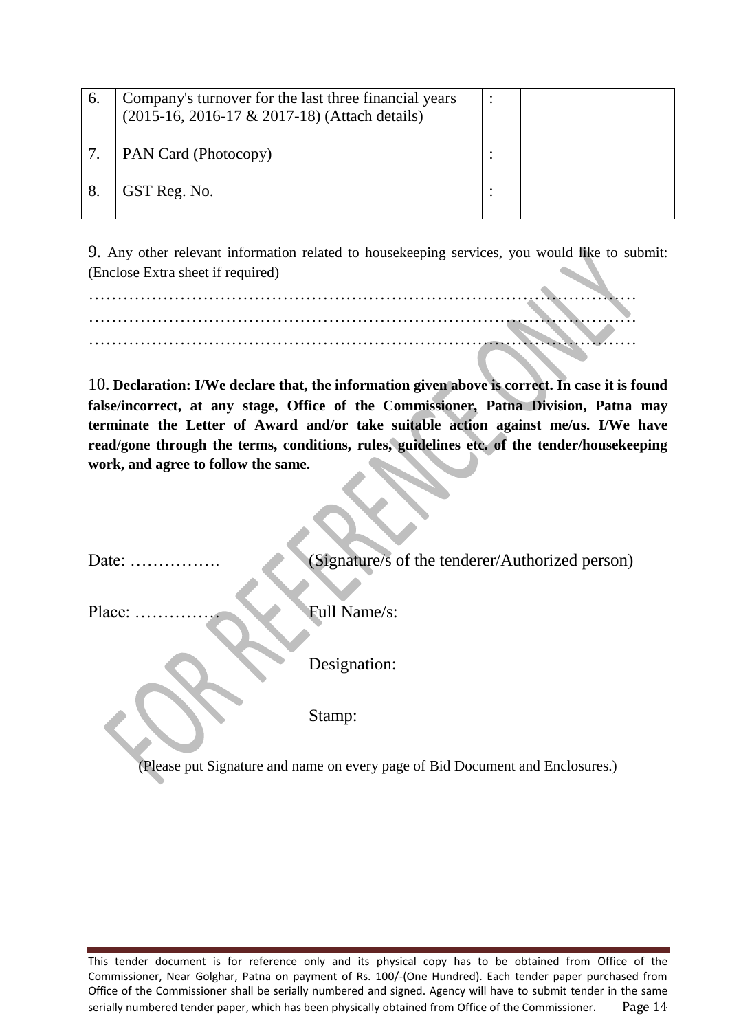| | | | |
|---|---|---|---|
| 6. | Company's turnover for the last three financial years (2015-16, 2016-17 & 2017-18) (Attach details) | : | |
| 7. | PAN Card (Photocopy) | : | |
| 8. | GST Reg. No. | : | |

9. Any other relevant information related to housekeeping services, you would like to submit: (Enclose Extra sheet if required)

……………………………………………………………………………………
……………………………………………………………………………………
……………………………………………………………………………………

10. **Declaration: I/We declare that, the information given above is correct. In case it is found false/incorrect, at any stage, Office of the Commissioner, Patna Division, Patna may terminate the Letter of Award and/or take suitable action against me/us. I/We have read/gone through the terms, conditions, rules, guidelines etc. of the tender/housekeeping work, and agree to follow the same.**

Date: …………….                (Signature/s of the tenderer/Authorized person)

Place: ……………                Full Name/s:

Designation:

Stamp:

(Please put Signature and name on every page of Bid Document and Enclosures.)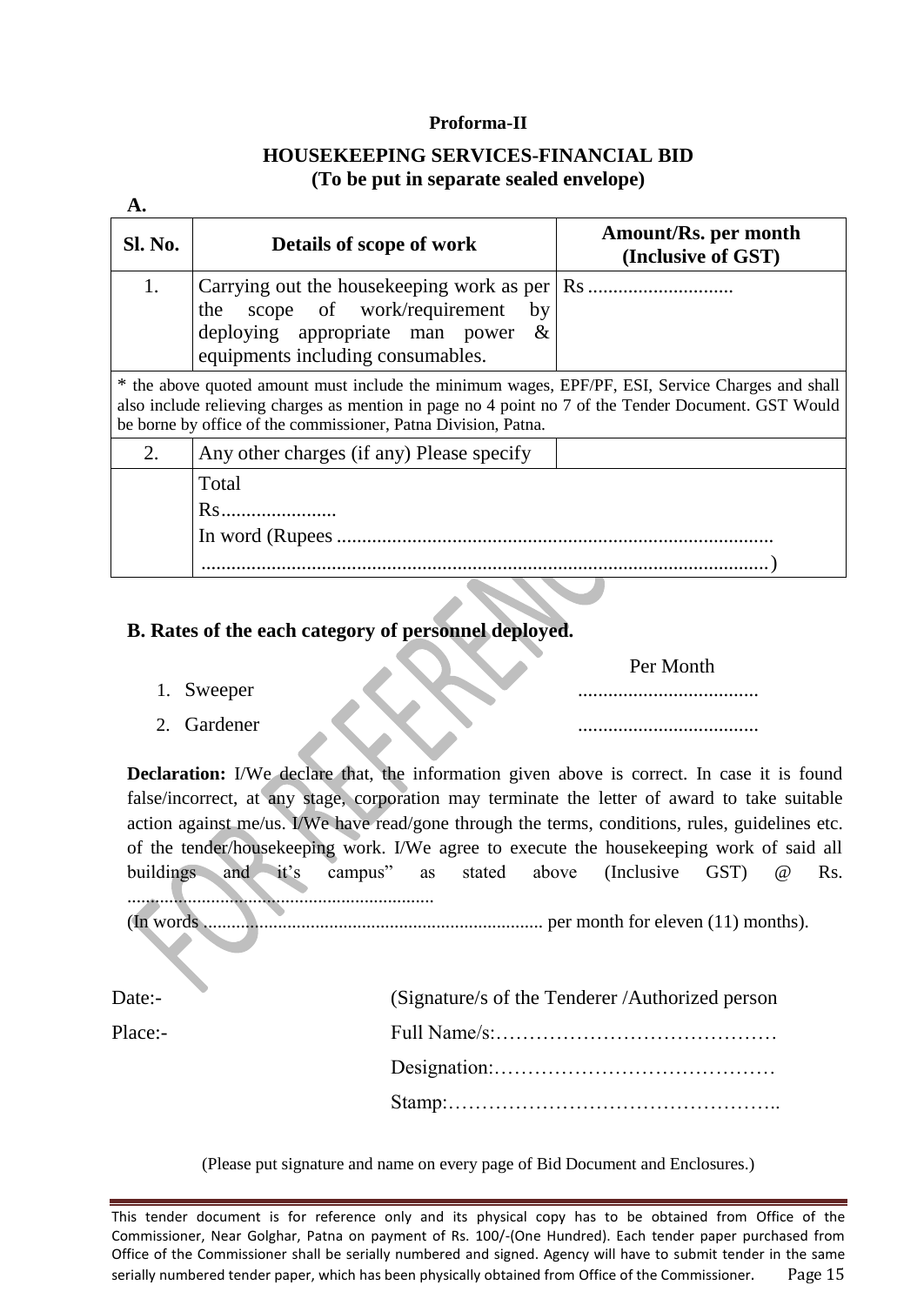**Proforma-II**

## HOUSEKEEPING SERVICES-FINANCIAL BID
**(To be put in separate sealed envelope)**

**A.**

| Sl. No. | Details of scope of work | Amount/Rs. per month (Inclusive of GST) |
|---|---|---|
| 1. | Carrying out the housekeeping work as per the scope of work/requirement by deploying appropriate man power & equipments including consumables. | Rs ............................ |
| * the above quoted amount must include the minimum wages, EPF/PF, ESI, Service Charges and shall also include relieving charges as mention in page no 4 point no 7 of the Tender Document. GST Would be borne by office of the commissioner, Patna Division, Patna. | | |
| 2. | Any other charges (if any) Please specify | |
| | Total Rs....................... In word (Rupees ...................................................................................... ................................................................................................................) | |

**B. Rates of the each category of personnel deployed.**

| | Per Month |
|---|---|
| 1. Sweeper | .................................... |
| 2. Gardener | .................................... |

**Declaration:** I/We declare that, the information given above is correct. In case it is found false/incorrect, at any stage, corporation may terminate the letter of award to take suitable action against me/us. I/We have read/gone through the terms, conditions, rules, guidelines etc. of the tender/housekeeping work. I/We agree to execute the housekeeping work of said all buildings and it's campus" as stated above (Inclusive GST) @ Rs. ................................................................ (In words ........................................................................ per month for eleven (11) months).

Date:-

Place:-

(Signature/s of the Tenderer /Authorized person

Full Name/s:……………………………………

Designation:……………………………………

Stamp:…………………………………………..

(Please put signature and name on every page of Bid Document and Enclosures.)

This tender document is for reference only and its physical copy has to be obtained from Office of the Commissioner, Near Golghar, Patna on payment of Rs. 100/-(One Hundred). Each tender paper purchased from Office of the Commissioner shall be serially numbered and signed. Agency will have to submit tender in the same serially numbered tender paper, which has been physically obtained from Office of the Commissioner.